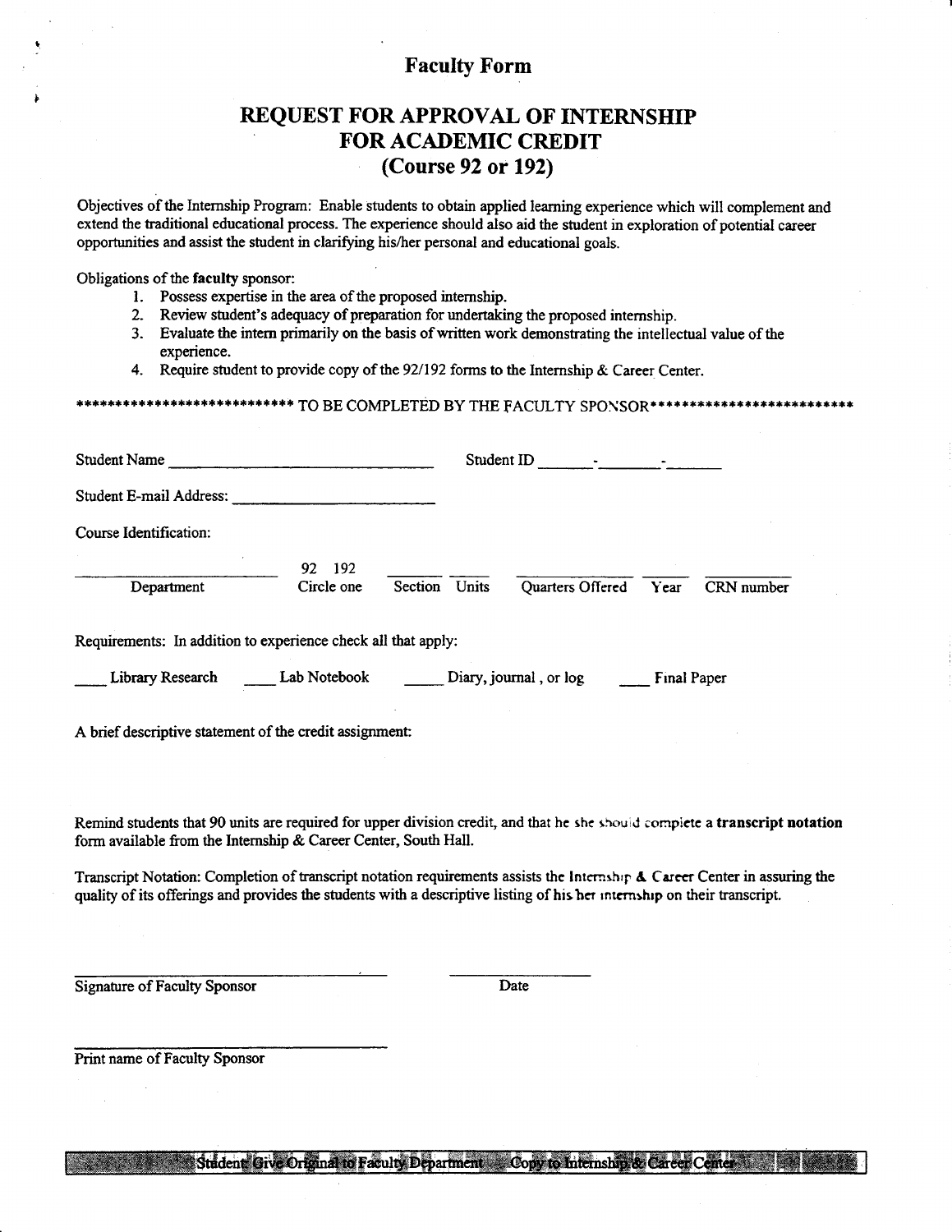# Faculty Form

## REQUEST FOR APPROVAL OF INTERNSHIP FOR ACADEMIC CREDIT (Course 92 or 192)

Objectives of the Internship Program: Enable students to obtain applied learning experience which will complement and extend the traditional educational process. The experience should also aid the student in exploration of potential career opportunities and assist the student in clarifying his/her personal and educational goals.

Obligations of the **faculty** sponsor:

1. Possess expertise in the area of the proposed internship.
2. Review student's adequacy of preparation for undertaking the proposed internship.
3. Evaluate the intern primarily on the basis of written work demonstrating the intellectual value of the experience.
4. Require student to provide copy of the 92/192 forms to the Internship & Career Center.

**************************** TO BE COMPLETED BY THE FACULTY SPONSOR**************************

Student Name ______________________________ Student ID _______-_______-_______

Student E-mail Address: ______________________

Course Identification:

| ____________ | 92 192 | ____ | ____ | ____________ | ____ | ________ |
|---|---|---|---|---|---|---|
| Department | Circle one | Section | Units | Quarters Offered | Year | CRN number |

Requirements: In addition to experience check all that apply:

____ Library Research ____ Lab Notebook _____ Diary, journal, or log ____ Final Paper

A brief descriptive statement of the credit assignment:

Remind students that 90 units are required for upper division credit, and that he she should complete a **transcript notation** form available from the Internship & Career Center, South Hall.

Transcript Notation: Completion of transcript notation requirements assists the Internship & Career Center in assuring the quality of its offerings and provides the students with a descriptive listing of his/her internship on their transcript.

______________________________ ______________

Signature of Faculty Sponsor Date

______________________________

Print name of Faculty Sponsor

Student Give Original to Faculty Department Copy to Internship & Career Center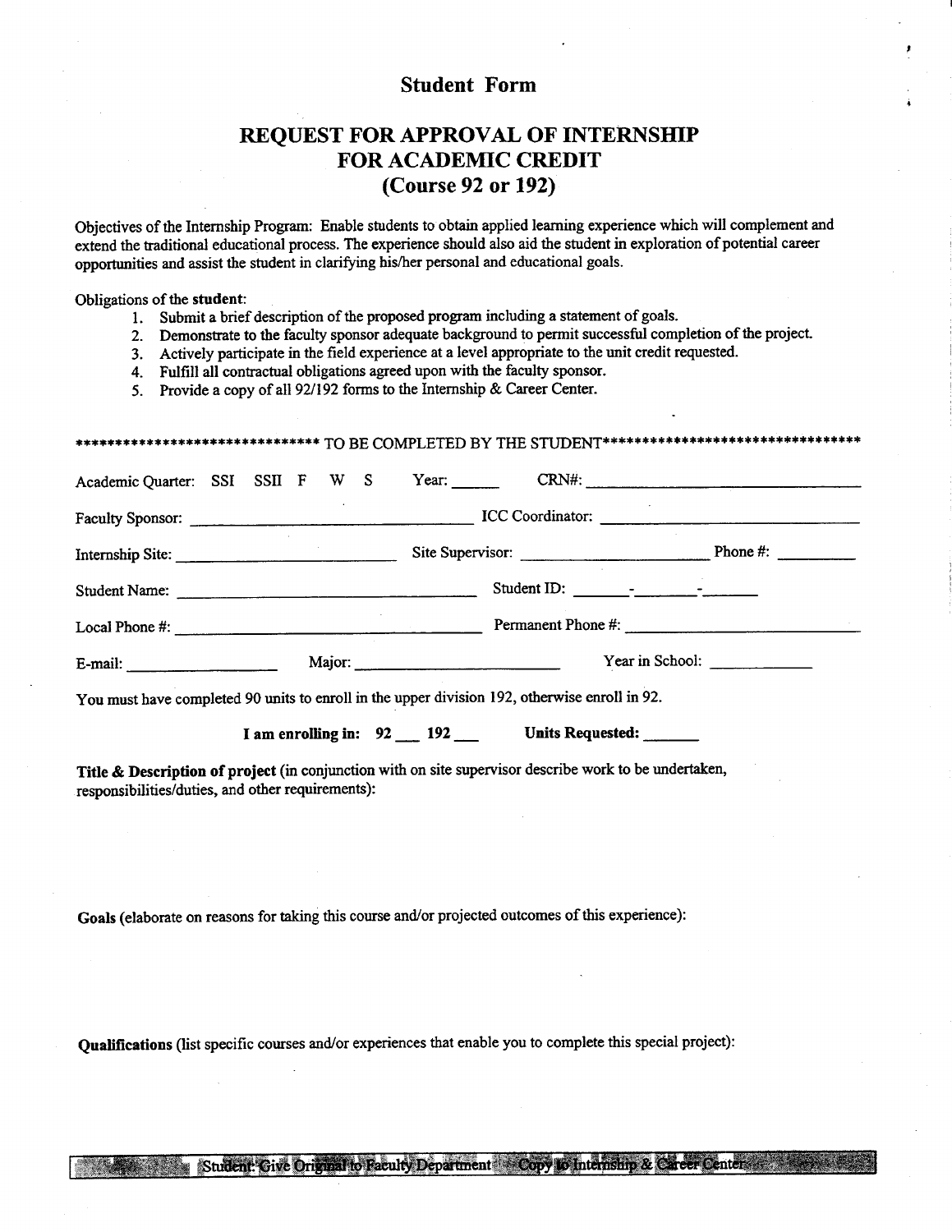# Student Form

## REQUEST FOR APPROVAL OF INTERNSHIP FOR ACADEMIC CREDIT (Course 92 or 192)

Objectives of the Internship Program: Enable students to obtain applied learning experience which will complement and extend the traditional educational process. The experience should also aid the student in exploration of potential career opportunities and assist the student in clarifying his/her personal and educational goals.

Obligations of the **student**:

1. Submit a brief description of the proposed program including a statement of goals.
2. Demonstrate to the faculty sponsor adequate background to permit successful completion of the project.
3. Actively participate in the field experience at a level appropriate to the unit credit requested.
4. Fulfill all contractual obligations agreed upon with the faculty sponsor.
5. Provide a copy of all 92/192 forms to the Internship & Career Center.

******************************* TO BE COMPLETED BY THE STUDENT*********************************

Academic Quarter: SSI SSII F W S Year: ______ CRN#: ______________________________

Faculty Sponsor: ______________________________ ICC Coordinator: ______________________________

Internship Site: ______________________ Site Supervisor: ______________________ Phone #: _________

Student Name: ______________________________ Student ID: _______-________-_______

Local Phone #: ______________________________ Permanent Phone #: ______________________________

E-mail: _________________ Major: ______________________ Year in School: ____________

You must have completed 90 units to enroll in the upper division 192, otherwise enroll in 92.

**I am enrolling in: 92 ___ 192 ___ Units Requested: ______**

**Title & Description of project** (in conjunction with on site supervisor describe work to be undertaken, responsibilities/duties, and other requirements):

**Goals** (elaborate on reasons for taking this course and/or projected outcomes of this experience):

**Qualifications** (list specific courses and/or experiences that enable you to complete this special project):

Student: Give Original to Faculty Department Copy to Internship & Career Center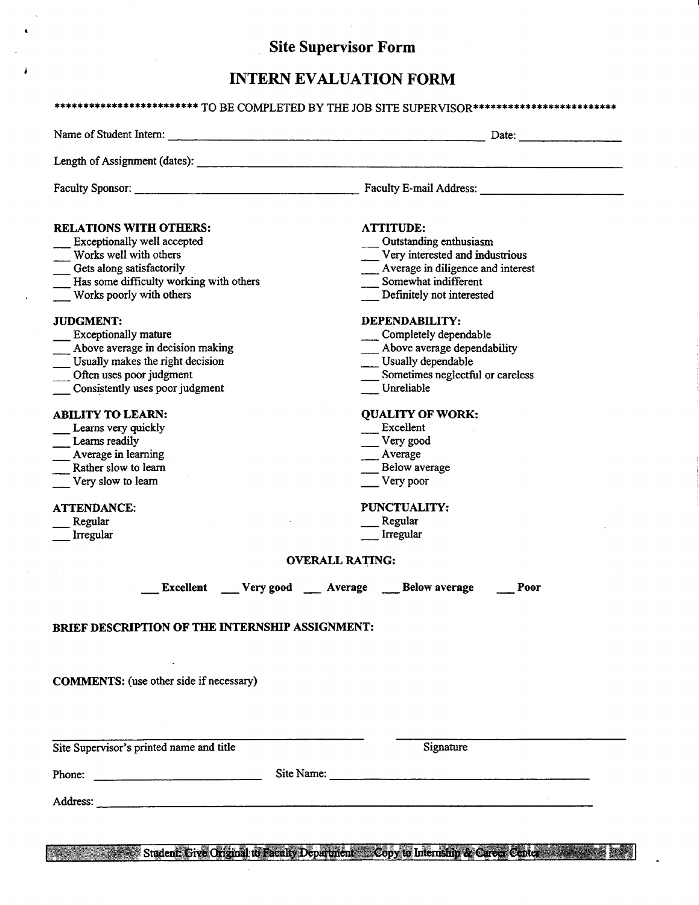# Site Supervisor Form

## INTERN EVALUATION FORM

************************* TO BE COMPLETED BY THE JOB SITE SUPERVISOR*************************

Name of Student Intern: ______________________________ Date: ____________

Length of Assignment (dates): ______________________________

Faculty Sponsor: ______________________ Faculty E-mail Address: ______________________

**RELATIONS WITH OTHERS:**
___ Exceptionally well accepted
___ Works well with others
___ Gets along satisfactorily
___ Has some difficulty working with others
___ Works poorly with others

**ATTITUDE:**
___ Outstanding enthusiasm
___ Very interested and industrious
___ Average in diligence and interest
___ Somewhat indifferent
___ Definitely not interested

**JUDGMENT:**
___ Exceptionally mature
___ Above average in decision making
___ Usually makes the right decision
___ Often uses poor judgment
___ Consistently uses poor judgment

**DEPENDABILITY:**
___ Completely dependable
___ Above average dependability
___ Usually dependable
___ Sometimes neglectful or careless
___ Unreliable

**ABILITY TO LEARN:**
___ Learns very quickly
___ Learns readily
___ Average in learning
___ Rather slow to learn
___ Very slow to learn

**QUALITY OF WORK:**
___ Excellent
___ Very good
___ Average
___ Below average
___ Very poor

**ATTENDANCE:**
___ Regular
___ Irregular

**PUNCTUALITY:**
___ Regular
___ Irregular

**OVERALL RATING:**

___ **Excellent** ___ **Very good** ___ **Average** ___ **Below average** ___ **Poor**

**BRIEF DESCRIPTION OF THE INTERNSHIP ASSIGNMENT:**

**COMMENTS:** (use other side if necessary)

______________________________ ______________________________
Site Supervisor's printed name and title Signature

Phone: ______________________ Site Name: ______________________________

Address: ______________________________________________________

Student: Give Original to Faculty Department Copy to Internship & Career Center